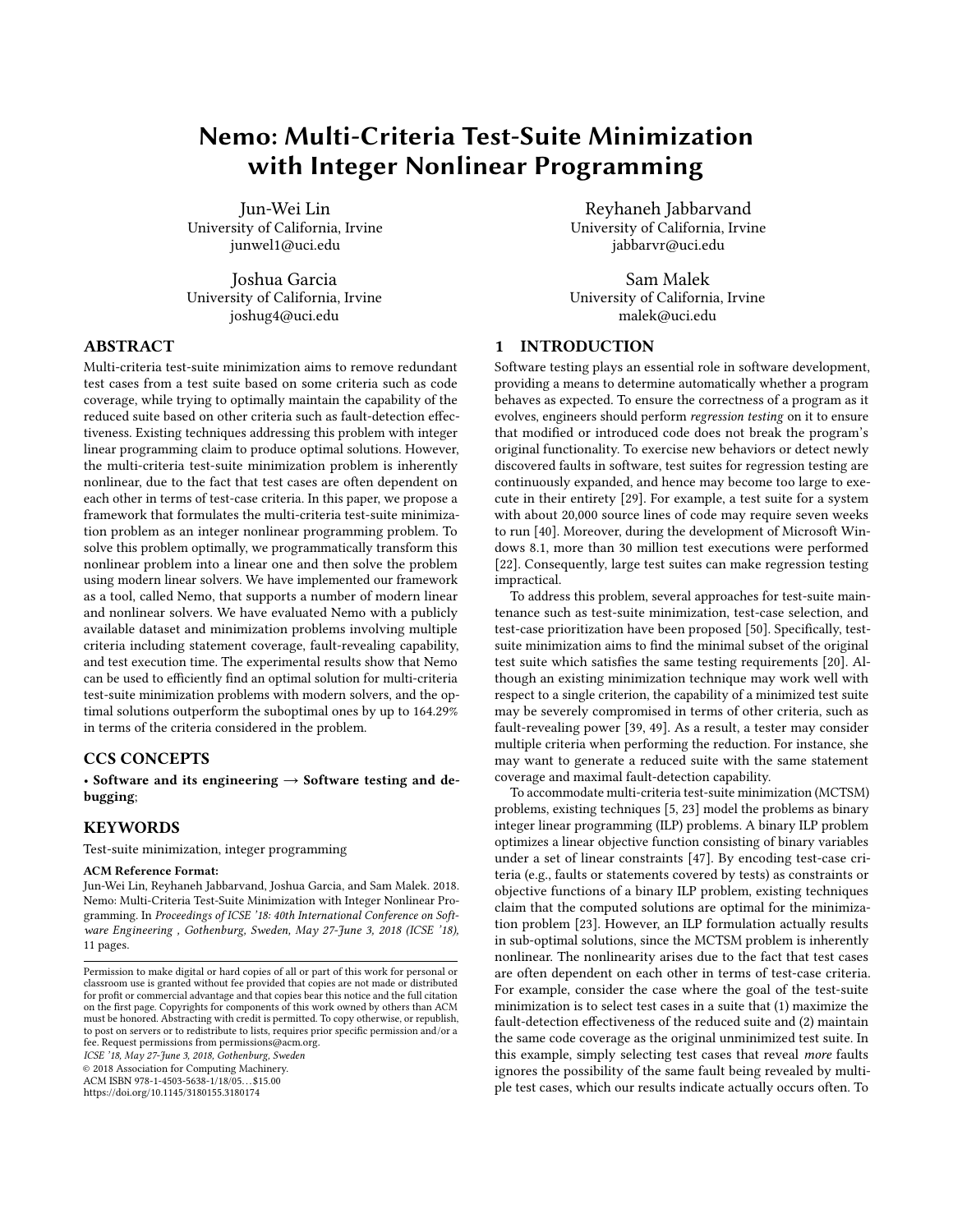# Nemo: Multi-Criteria Test-Suite Minimization with Integer Nonlinear Programming

Jun-Wei Lin
University of California, Irvine
junwel1@uci.edu

Reyhaneh Jabbarvand
University of California, Irvine
jabbarvr@uci.edu

Joshua Garcia
University of California, Irvine
joshug4@uci.edu

Sam Malek
University of California, Irvine
malek@uci.edu

## ABSTRACT

Multi-criteria test-suite minimization aims to remove redundant test cases from a test suite based on some criteria such as code coverage, while trying to optimally maintain the capability of the reduced suite based on other criteria such as fault-detection effectiveness. Existing techniques addressing this problem with integer linear programming claim to produce optimal solutions. However, the multi-criteria test-suite minimization problem is inherently nonlinear, due to the fact that test cases are often dependent on each other in terms of test-case criteria. In this paper, we propose a framework that formulates the multi-criteria test-suite minimization problem as an integer nonlinear programming problem. To solve this problem optimally, we programmatically transform this nonlinear problem into a linear one and then solve the problem using modern linear solvers. We have implemented our framework as a tool, called Nemo, that supports a number of modern linear and nonlinear solvers. We have evaluated Nemo with a publicly available dataset and minimization problems involving multiple criteria including statement coverage, fault-revealing capability, and test execution time. The experimental results show that Nemo can be used to efficiently find an optimal solution for multi-criteria test-suite minimization problems with modern solvers, and the optimal solutions outperform the suboptimal ones by up to 164.29% in terms of the criteria considered in the problem.

## CCS CONCEPTS

• **Software and its engineering → Software testing and debugging**;

## KEYWORDS

Test-suite minimization, integer programming

**ACM Reference Format:**
Jun-Wei Lin, Reyhaneh Jabbarvand, Joshua Garcia, and Sam Malek. 2018. Nemo: Multi-Criteria Test-Suite Minimization with Integer Nonlinear Programming. In *Proceedings of ICSE '18: 40th International Conference on Software Engineering , Gothenburg, Sweden, May 27-June 3, 2018 (ICSE '18),* 11 pages.

Permission to make digital or hard copies of all or part of this work for personal or classroom use is granted without fee provided that copies are not made or distributed for profit or commercial advantage and that copies bear this notice and the full citation on the first page. Copyrights for components of this work owned by others than ACM must be honored. Abstracting with credit is permitted. To copy otherwise, or republish, to post on servers or to redistribute to lists, requires prior specific permission and/or a fee. Request permissions from permissions@acm.org.
*ICSE '18, May 27-June 3, 2018, Gothenburg, Sweden*
© 2018 Association for Computing Machinery.
ACM ISBN 978-1-4503-5638-1/18/05…$15.00
https://doi.org/10.1145/3180155.3180174

## 1 INTRODUCTION

Software testing plays an essential role in software development, providing a means to determine automatically whether a program behaves as expected. To ensure the correctness of a program as it evolves, engineers should perform *regression testing* on it to ensure that modified or introduced code does not break the program's original functionality. To exercise new behaviors or detect newly discovered faults in software, test suites for regression testing are continuously expanded, and hence may become too large to execute in their entirety [29]. For example, a test suite for a system with about 20,000 source lines of code may require seven weeks to run [40]. Moreover, during the development of Microsoft Windows 8.1, more than 30 million test executions were performed [22]. Consequently, large test suites can make regression testing impractical.

To address this problem, several approaches for test-suite maintenance such as test-suite minimization, test-case selection, and test-case prioritization have been proposed [50]. Specifically, test-suite minimization aims to find the minimal subset of the original test suite which satisfies the same testing requirements [20]. Although an existing minimization technique may work well with respect to a single criterion, the capability of a minimized test suite may be severely compromised in terms of other criteria, such as fault-revealing power [39, 49]. As a result, a tester may consider multiple criteria when performing the reduction. For instance, she may want to generate a reduced suite with the same statement coverage and maximal fault-detection capability.

To accommodate multi-criteria test-suite minimization (MCTSM) problems, existing techniques [5, 23] model the problems as binary integer linear programming (ILP) problems. A binary ILP problem optimizes a linear objective function consisting of binary variables under a set of linear constraints [47]. By encoding test-case criteria (e.g., faults or statements covered by tests) as constraints or objective functions of a binary ILP problem, existing techniques claim that the computed solutions are optimal for the minimization problem [23]. However, an ILP formulation actually results in sub-optimal solutions, since the MCTSM problem is inherently nonlinear. The nonlinearity arises due to the fact that test cases are often dependent on each other in terms of test-case criteria. For example, consider the case where the goal of the test-suite minimization is to select test cases in a suite that (1) maximize the fault-detection effectiveness of the reduced suite and (2) maintain the same code coverage as the original unminimized test suite. In this example, simply selecting test cases that reveal *more* faults ignores the possibility of the same fault being revealed by multiple test cases, which our results indicate actually occurs often. To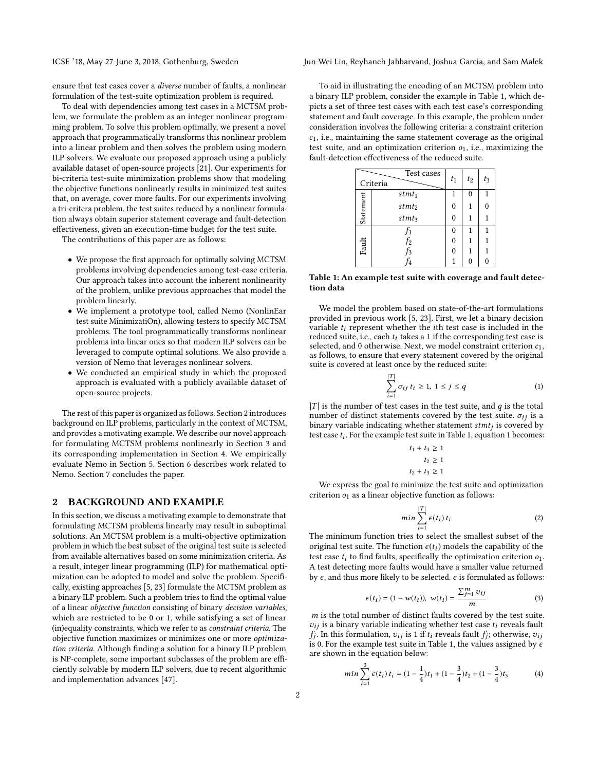ensure that test cases cover a *diverse* number of faults, a nonlinear formulation of the test-suite optimization problem is required.

To deal with dependencies among test cases in a MCTSM problem, we formulate the problem as an integer nonlinear programming problem. To solve this problem optimally, we present a novel approach that programmatically transforms this nonlinear problem into a linear problem and then solves the problem using modern ILP solvers. We evaluate our proposed approach using a publicly available dataset of open-source projects [21]. Our experiments for bi-criteria test-suite minimization problems show that modeling the objective functions nonlinearly results in minimized test suites that, on average, cover more faults. For our experiments involving a tri-critera problem, the test suites reduced by a nonlinear formulation always obtain superior statement coverage and fault-detection effectiveness, given an execution-time budget for the test suite.

The contributions of this paper are as follows:

- We propose the first approach for optimally solving MCTSM problems involving dependencies among test-case criteria. Our approach takes into account the inherent nonlinearity of the problem, unlike previous approaches that model the problem linearly.
- We implement a prototype tool, called Nemo (NonlinEar test suite MinimizatiOn), allowing testers to specify MCTSM problems. The tool programmatically transforms nonlinear problems into linear ones so that modern ILP solvers can be leveraged to compute optimal solutions. We also provide a version of Nemo that leverages nonlinear solvers.
- We conducted an empirical study in which the proposed approach is evaluated with a publicly available dataset of open-source projects.

The rest of this paper is organized as follows. Section 2 introduces background on ILP problems, particularly in the context of MCTSM, and provides a motivating example. We describe our novel approach for formulating MCTSM problems nonlinearly in Section 3 and its corresponding implementation in Section 4. We empirically evaluate Nemo in Section 5. Section 6 describes work related to Nemo. Section 7 concludes the paper.

## 2 BACKGROUND AND EXAMPLE

In this section, we discuss a motivating example to demonstrate that formulating MCTSM problems linearly may result in suboptimal solutions. An MCTSM problem is a multi-objective optimization problem in which the best subset of the original test suite is selected from available alternatives based on some minimization criteria. As a result, integer linear programming (ILP) for mathematical optimization can be adopted to model and solve the problem. Specifically, existing approaches [5, 23] formulate the MCTSM problem as a binary ILP problem. Such a problem tries to find the optimal value of a linear *objective function* consisting of binary *decision variables*, which are restricted to be 0 or 1, while satisfying a set of linear (in)equality constraints, which we refer to as *constraint criteria*. The objective function maximizes or minimizes one or more *optimization criteria*. Although finding a solution for a binary ILP problem is NP-complete, some important subclasses of the problem are efficiently solvable by modern ILP solvers, due to recent algorithmic and implementation advances [47].

To aid in illustrating the encoding of an MCTSM problem into a binary ILP problem, consider the example in Table 1, which depicts a set of three test cases with each test case's corresponding statement and fault coverage. In this example, the problem under consideration involves the following criteria: a constraint criterion $c_1$, i.e., maintaining the same statement coverage as the original test suite, and an optimization criterion $o_1$, i.e., maximizing the fault-detection effectiveness of the reduced suite.

| Criteria | | $t_1$ | $t_2$ | $t_3$ |
|---|---|---|---|---|
| Statement | $stmt_1$ | 1 | 0 | 1 |
| | $stmt_2$ | 0 | 1 | 0 |
| | $stmt_3$ | 0 | 1 | 1 |
| Fault | $f_1$ | 0 | 1 | 1 |
| | $f_2$ | 0 | 1 | 1 |
| | $f_3$ | 0 | 1 | 1 |
| | $f_4$ | 1 | 0 | 0 |

**Table 1: An example test suite with coverage and fault detection data**

We model the problem based on state-of-the-art formulations provided in previous work [5, 23]. First, we let a binary decision variable $t_i$ represent whether the $i$th test case is included in the reduced suite, i.e., each $t_i$ takes a 1 if the corresponding test case is selected, and 0 otherwise. Next, we model constraint criterion $c_1$, as follows, to ensure that every statement covered by the original suite is covered at least once by the reduced suite:

$$\sum_{i=1}^{|T|} \sigma_{ij}\, t_i \geq 1,\ 1 \leq j \leq q \tag{1}$$

$|T|$ is the number of test cases in the test suite, and $q$ is the total number of distinct statements covered by the test suite. $\sigma_{ij}$ is a binary variable indicating whether statement $stmt_j$ is covered by test case $t_i$. For the example test suite in Table 1, equation 1 becomes:

$$t_1 + t_3 \geq 1$$
$$t_2 \geq 1$$
$$t_2 + t_3 \geq 1$$

We express the goal to minimize the test suite and optimization criterion $o_1$ as a linear objective function as follows:

$$min \sum_{i=1}^{|T|} \epsilon(t_i)\, t_i \tag{2}$$

The minimum function tries to select the smallest subset of the original test suite. The function $\epsilon(t_i)$ models the capability of the test case $t_i$ to find faults, specifically the optimization criterion $o_1$. A test detecting more faults would have a smaller value returned by $\epsilon$, and thus more likely to be selected. $\epsilon$ is formulated as follows:

$$\epsilon(t_i) = (1 - w(t_i)),\ w(t_i) = \frac{\sum_{j=1}^{m} v_{ij}}{m} \tag{3}$$

$m$ is the total number of distinct faults covered by the test suite. $v_{ij}$ is a binary variable indicating whether test case $t_i$ reveals fault $f_j$. In this formulation, $v_{ij}$ is 1 if $t_i$ reveals fault $f_j$; otherwise, $v_{ij}$ is 0. For the example test suite in Table 1, the values assigned by $\epsilon$ are shown in the equation below:

$$min \sum_{i=1}^{3} \epsilon(t_i)\, t_i = (1 - \frac{1}{4})t_1 + (1 - \frac{3}{4})t_2 + (1 - \frac{3}{4})t_3 \tag{4}$$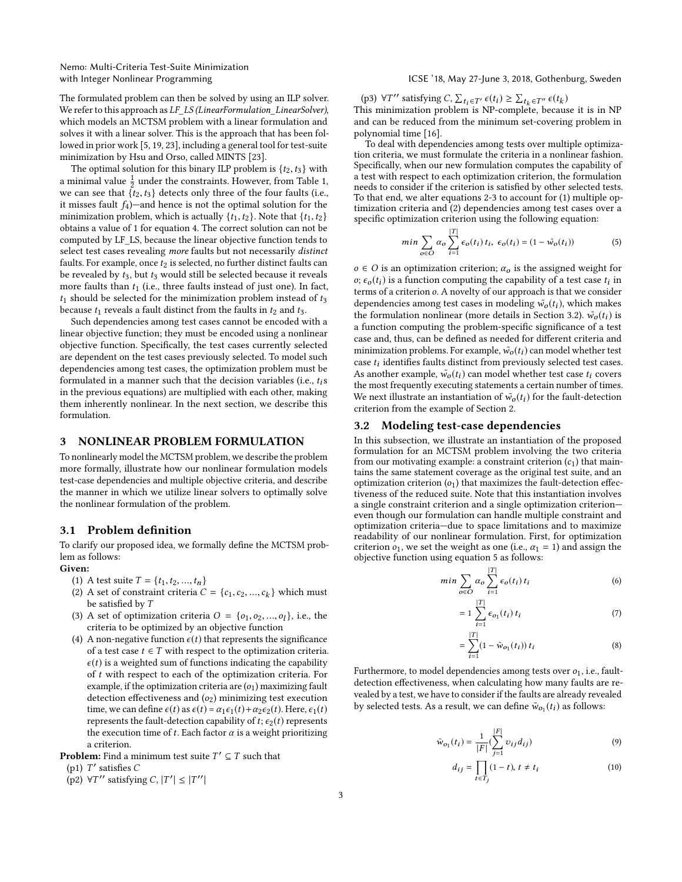The formulated problem can then be solved by using an ILP solver. We refer to this approach as *LF_LS (LinearFormulation_LinearSolver)*, which models an MCTSM problem with a linear formulation and solves it with a linear solver. This is the approach that has been followed in prior work [5, 19, 23], including a general tool for test-suite minimization by Hsu and Orso, called MINTS [23].

The optimal solution for this binary ILP problem is $\{t_2, t_3\}$ with a minimal value $\frac{1}{2}$ under the constraints. However, from Table 1, we can see that $\{t_2, t_3\}$ detects only three of the four faults (i.e., it misses fault $f_4$)—and hence is not the optimal solution for the minimization problem, which is actually $\{t_1, t_2\}$. Note that $\{t_1, t_2\}$ obtains a value of 1 for equation 4. The correct solution can not be computed by LF_LS, because the linear objective function tends to select test cases revealing *more* faults but not necessarily *distinct* faults. For example, once $t_2$ is selected, no further distinct faults can be revealed by $t_3$, but $t_3$ would still be selected because it reveals more faults than $t_1$ (i.e., three faults instead of just one). In fact, $t_1$ should be selected for the minimization problem instead of $t_3$ because $t_1$ reveals a fault distinct from the faults in $t_2$ and $t_3$.

Such dependencies among test cases cannot be encoded with a linear objective function; they must be encoded using a nonlinear objective function. Specifically, the test cases currently selected are dependent on the test cases previously selected. To model such dependencies among test cases, the optimization problem must be formulated in a manner such that the decision variables (i.e., $t_i$s in the previous equations) are multiplied with each other, making them inherently nonlinear. In the next section, we describe this formulation.

## 3 NONLINEAR PROBLEM FORMULATION

To nonlinearly model the MCTSM problem, we describe the problem more formally, illustrate how our nonlinear formulation models test-case dependencies and multiple objective criteria, and describe the manner in which we utilize linear solvers to optimally solve the nonlinear formulation of the problem.

### 3.1 Problem definition

To clarify our proposed idea, we formally define the MCTSM problem as follows:

**Given:**

(1) A test suite $T = \{t_1, t_2, ..., t_n\}$
(2) A set of constraint criteria $C = \{c_1, c_2, ..., c_k\}$ which must be satisfied by $T$
(3) A set of optimization criteria $O = \{o_1, o_2, ..., o_l\}$, i.e., the criteria to be optimized by an objective function
(4) A non-negative function $\epsilon(t)$ that represents the significance of a test case $t \in T$ with respect to the optimization criteria. $\epsilon(t)$ is a weighted sum of functions indicating the capability of $t$ with respect to each of the optimization criteria. For example, if the optimization criteria are ($o_1$) maximizing fault detection effectiveness and ($o_2$) minimizing test execution time, we can define $\epsilon(t)$ as $\epsilon(t) = \alpha_1\epsilon_1(t) + \alpha_2\epsilon_2(t)$. Here, $\epsilon_1(t)$ represents the fault-detection capability of $t$; $\epsilon_2(t)$ represents the execution time of $t$. Each factor $\alpha$ is a weight prioritizing a criterion.

**Problem:** Find a minimum test suite $T' \subseteq T$ such that

(p1) $T'$ satisfies $C$
(p2) $\forall T''$ satisfying $C$, $|T'| \leq |T''|$
(p3) $\forall T''$ satisfying $C$, $\sum_{t_i \in T'} \epsilon(t_i) \geq \sum_{t_k \in T''} \epsilon(t_k)$

This minimization problem is NP-complete, because it is in NP and can be reduced from the minimum set-covering problem in polynomial time [16].

To deal with dependencies among tests over multiple optimization criteria, we must formulate the criteria in a nonlinear fashion. Specifically, when our new formulation computes the capability of a test with respect to each optimization criterion, the formulation needs to consider if the criterion is satisfied by other selected tests. To that end, we alter equations 2-3 to account for (1) multiple optimization criteria and (2) dependencies among test cases over a specific optimization criterion using the following equation:

$$min \sum_{o \in O} \alpha_o \sum_{i=1}^{|T|} \epsilon_o(t_i)\, t_i,\ \ \epsilon_o(t_i) = (1 - \tilde{w_o}(t_i)) \tag{5}$$

$o \in O$ is an optimization criterion; $\alpha_o$ is the assigned weight for $o$; $\epsilon_o(t_i)$ is a function computing the capability of a test case $t_i$ in terms of a criterion $o$. A novelty of our approach is that we consider dependencies among test cases in modeling $\tilde{w_o}(t_i)$, which makes the formulation nonlinear (more details in Section 3.2). $\tilde{w_o}(t_i)$ is a function computing the problem-specific significance of a test case and, thus, can be defined as needed for different criteria and minimization problems. For example, $\tilde{w_o}(t_i)$ can model whether test case $t_i$ identifies faults distinct from previously selected test cases. As another example, $\tilde{w_o}(t_i)$ can model whether test case $t_i$ covers the most frequently executing statements a certain number of times. We next illustrate an instantiation of $\tilde{w_o}(t_i)$ for the fault-detection criterion from the example of Section 2.

### 3.2 Modeling test-case dependencies

In this subsection, we illustrate an instantiation of the proposed formulation for an MCTSM problem involving the two criteria from our motivating example: a constraint criterion ($c_1$) that maintains the same statement coverage as the original test suite, and an optimization criterion ($o_1$) that maximizes the fault-detection effectiveness of the reduced suite. Note that this instantiation involves a single constraint criterion and a single optimization criterion—even though our formulation can handle multiple constraint and optimization criteria—due to space limitations and to maximize readability of our nonlinear formulation. First, for optimization criterion $o_1$, we set the weight as one (i.e., $\alpha_1 = 1$) and assign the objective function using equation 5 as follows:

$$min \sum_{o \in O} \alpha_o \sum_{i=1}^{|T|} \epsilon_o(t_i)\, t_i \tag{6}$$

$$= 1 \sum_{i=1}^{|T|} \epsilon_{o_1}(t_i)\, t_i \tag{7}$$

$$= \sum_{i=1}^{|T|} (1 - \tilde{w}_{o_1}(t_i))\, t_i \tag{8}$$

Furthermore, to model dependencies among tests over $o_1$, i.e., fault-detection effectiveness, when calculating how many faults are revealed by a test, we have to consider if the faults are already revealed by selected tests. As a result, we can define $\tilde{w}_{o_1}(t_i)$ as follows:

$$\tilde{w}_{o_1}(t_i) = \frac{1}{|F|}\left(\sum_{j=1}^{|F|} v_{ij} d_{ij}\right) \tag{9}$$

$$d_{ij} = \prod_{t \in T_j} (1 - t),\ t \neq t_i \tag{10}$$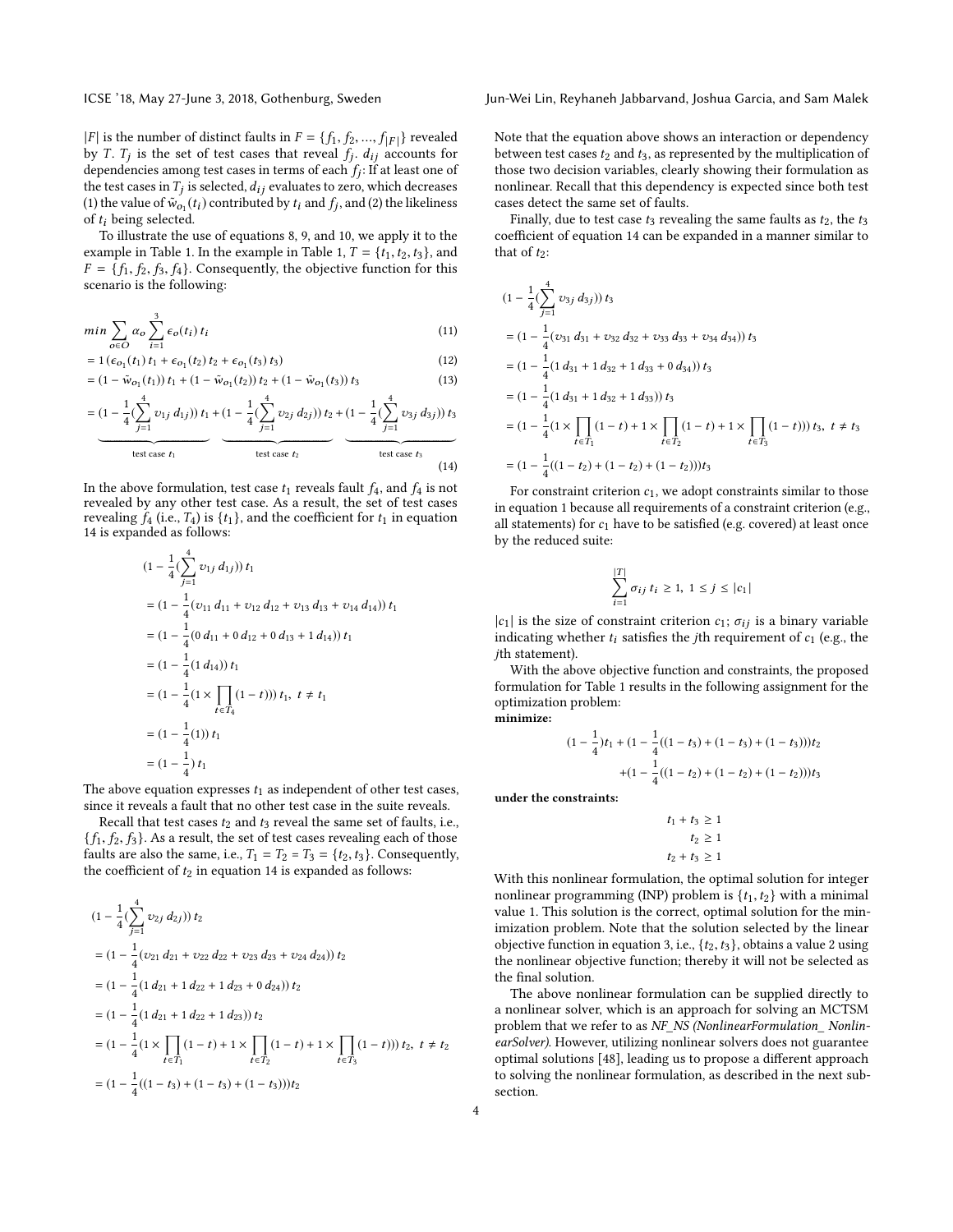$|F|$ is the number of distinct faults in $F = \{f_1, f_2, ..., f_{|F|}\}$ revealed by $T$. $T_j$ is the set of test cases that reveal $f_j$. $d_{ij}$ accounts for dependencies among test cases in terms of each $f_j$: If at least one of the test cases in $T_j$ is selected, $d_{ij}$ evaluates to zero, which decreases (1) the value of $\hat{w}_{o_1}(t_i)$ contributed by $t_i$ and $f_j$, and (2) the likeliness of $t_i$ being selected.

To illustrate the use of equations 8, 9, and 10, we apply it to the example in Table 1. In the example in Table 1, $T = \{t_1, t_2, t_3\}$, and $F = \{f_1, f_2, f_3, f_4\}$. Consequently, the objective function for this scenario is the following:

$$min \sum_{o \in O} \alpha_o \sum_{i=1}^{3} \epsilon_o(t_i)\, t_i \tag{11}$$

$$= 1\,(\epsilon_{o_1}(t_1)\, t_1 + \epsilon_{o_1}(t_2)\, t_2 + \epsilon_{o_1}(t_3)\, t_3) \tag{12}$$

$$= (1 - \hat{w}_{o_1}(t_1))\, t_1 + (1 - \hat{w}_{o_1}(t_2))\, t_2 + (1 - \hat{w}_{o_1}(t_3))\, t_3 \tag{13}$$

$$= \underbrace{(1 - \frac{1}{4}(\sum_{j=1}^{4} v_{1j}\, d_{1j}))\, t_1}_{\text{test case } t_1} + \underbrace{(1 - \frac{1}{4}(\sum_{j=1}^{4} v_{2j}\, d_{2j}))\, t_2}_{\text{test case } t_2} + \underbrace{(1 - \frac{1}{4}(\sum_{j=1}^{4} v_{3j}\, d_{3j}))\, t_3}_{\text{test case } t_3} \tag{14}$$

In the above formulation, test case $t_1$ reveals fault $f_4$, and $f_4$ is not revealed by any other test case. As a result, the set of test cases revealing $f_4$ (i.e., $T_4$) is $\{t_1\}$, and the coefficient for $t_1$ in equation 14 is expanded as follows:

$$\begin{aligned}
&(1 - \frac{1}{4}(\sum_{j=1}^{4} v_{1j}\, d_{1j}))\, t_1 \\
&= (1 - \frac{1}{4}(v_{11}\, d_{11} + v_{12}\, d_{12} + v_{13}\, d_{13} + v_{14}\, d_{14}))\, t_1 \\
&= (1 - \frac{1}{4}(0\, d_{11} + 0\, d_{12} + 0\, d_{13} + 1\, d_{14}))\, t_1 \\
&= (1 - \frac{1}{4}(1\, d_{14}))\, t_1 \\
&= (1 - \frac{1}{4}(1 \times \prod_{t \in T_4} (1 - t)))\, t_1,\ t \neq t_1 \\
&= (1 - \frac{1}{4}(1))\, t_1 \\
&= (1 - \frac{1}{4})\, t_1
\end{aligned}$$

The above equation expresses $t_1$ as independent of other test cases, since it reveals a fault that no other test case in the suite reveals.

Recall that test cases $t_2$ and $t_3$ reveal the same set of faults, i.e., $\{f_1, f_2, f_3\}$. As a result, the set of test cases revealing each of those faults are also the same, i.e., $T_1 = T_2 = T_3 = \{t_2, t_3\}$. Consequently, the coefficient of $t_2$ in equation 14 is expanded as follows:

$$\begin{aligned}
&(1 - \frac{1}{4}(\sum_{j=1}^{4} v_{2j}\, d_{2j}))\, t_2 \\
&= (1 - \frac{1}{4}(v_{21}\, d_{21} + v_{22}\, d_{22} + v_{23}\, d_{23} + v_{24}\, d_{24}))\, t_2 \\
&= (1 - \frac{1}{4}(1\, d_{21} + 1\, d_{22} + 1\, d_{23} + 0\, d_{24}))\, t_2 \\
&= (1 - \frac{1}{4}(1\, d_{21} + 1\, d_{22} + 1\, d_{23}))\, t_2 \\
&= (1 - \frac{1}{4}(1 \times \prod_{t \in T_1} (1 - t) + 1 \times \prod_{t \in T_2} (1 - t) + 1 \times \prod_{t \in T_3} (1 - t)))\, t_2,\ t \neq t_2 \\
&= (1 - \frac{1}{4}((1 - t_3) + (1 - t_3) + (1 - t_3)))t_2
\end{aligned}$$

Note that the equation above shows an interaction or dependency between test cases $t_2$ and $t_3$, as represented by the multiplication of those two decision variables, clearly showing their formulation as nonlinear. Recall that this dependency is expected since both test cases detect the same set of faults.

Finally, due to test case $t_3$ revealing the same faults as $t_2$, the $t_3$ coefficient of equation 14 can be expanded in a manner similar to that of $t_2$:

$$\begin{aligned}
&(1 - \frac{1}{4}(\sum_{j=1}^{4} v_{3j}\, d_{3j}))\, t_3 \\
&= (1 - \frac{1}{4}(v_{31}\, d_{31} + v_{32}\, d_{32} + v_{33}\, d_{33} + v_{34}\, d_{34}))\, t_3 \\
&= (1 - \frac{1}{4}(1\, d_{31} + 1\, d_{32} + 1\, d_{33} + 0\, d_{34}))\, t_3 \\
&= (1 - \frac{1}{4}(1\, d_{31} + 1\, d_{32} + 1\, d_{33}))\, t_3 \\
&= (1 - \frac{1}{4}(1 \times \prod_{t \in T_1} (1 - t) + 1 \times \prod_{t \in T_2} (1 - t) + 1 \times \prod_{t \in T_3} (1 - t)))\, t_3,\ t \neq t_3 \\
&= (1 - \frac{1}{4}((1 - t_2) + (1 - t_2) + (1 - t_2)))t_3
\end{aligned}$$

For constraint criterion $c_1$, we adopt constraints similar to those in equation 1 because all requirements of a constraint criterion (e.g., all statements) for $c_1$ have to be satisfied (e.g. covered) at least once by the reduced suite:

$$\sum_{i=1}^{|T|} \sigma_{ij}\, t_i \geq 1,\ 1 \leq j \leq |c_1|$$

$|c_1|$ is the size of constraint criterion $c_1$; $\sigma_{ij}$ is a binary variable indicating whether $t_i$ satisfies the $j$th requirement of $c_1$ (e.g., the $j$th statement).

With the above objective function and constraints, the proposed formulation for Table 1 results in the following assignment for the optimization problem:

**minimize:**

$$(1 - \frac{1}{4})t_1 + (1 - \frac{1}{4}((1 - t_3) + (1 - t_3) + (1 - t_3)))t_2$$
$$+ (1 - \frac{1}{4}((1 - t_2) + (1 - t_2) + (1 - t_2)))t_3$$

**under the constraints:**

$$t_1 + t_3 \geq 1$$
$$t_2 \geq 1$$
$$t_2 + t_3 \geq 1$$

With this nonlinear formulation, the optimal solution for integer nonlinear programming (INP) problem is $\{t_1, t_2\}$ with a minimal value 1. This solution is the correct, optimal solution for the minimization problem. Note that the solution selected by the linear objective function in equation 3, i.e., $\{t_2, t_3\}$, obtains a value 2 using the nonlinear objective function; thereby it will not be selected as the final solution.

The above nonlinear formulation can be supplied directly to a nonlinear solver, which is an approach for solving an MCTSM problem that we refer to as *NF_NS (NonlinearFormulation_ NonlinearSolver)*. However, utilizing nonlinear solvers does not guarantee optimal solutions [48], leading us to propose a different approach to solving the nonlinear formulation, as described in the next subsection.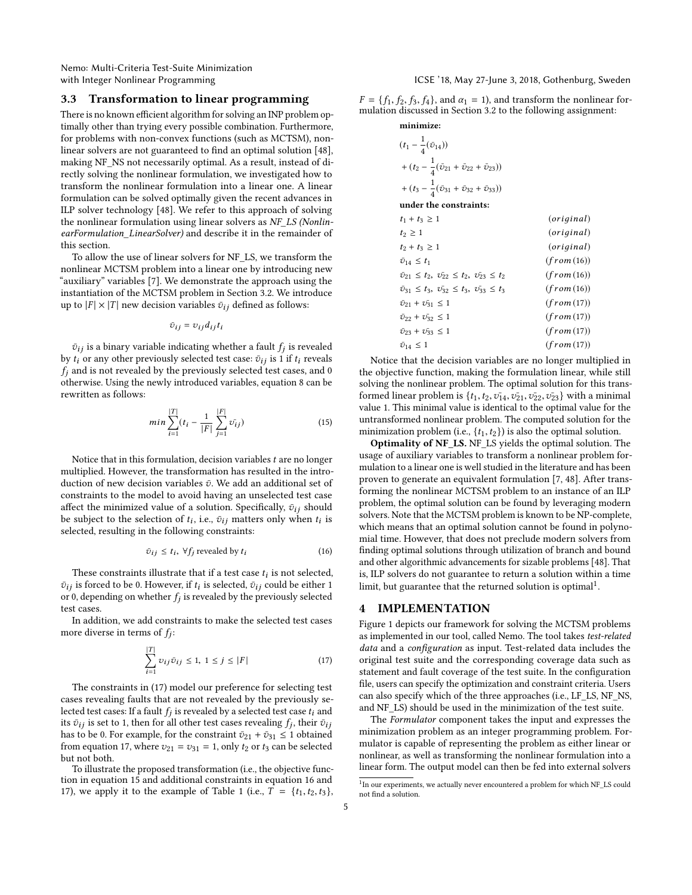### 3.3 Transformation to linear programming

There is no known efficient algorithm for solving an INP problem optimally other than trying every possible combination. Furthermore, for problems with non-convex functions (such as MCTSM), nonlinear solvers are not guaranteed to find an optimal solution [48], making NF_NS not necessarily optimal. As a result, instead of directly solving the nonlinear formulation, we investigated how to transform the nonlinear formulation into a linear one. A linear formulation can be solved optimally given the recent advances in ILP solver technology [48]. We refer to this approach of solving the nonlinear formulation using linear solvers as *NF_LS (NonlinearFormulation_LinearSolver)* and describe it in the remainder of this section.

To allow the use of linear solvers for NF_LS, we transform the nonlinear MCTSM problem into a linear one by introducing new "auxiliary" variables [7]. We demonstrate the approach using the instantiation of the MCTSM problem in Section 3.2. We introduce up to $|F| \times |T|$ new decision variables $\bar{v}_{ij}$ defined as follows:

$$\bar{v}_{ij} = v_{ij} d_{ij} t_i$$

$\bar{v}_{ij}$ is a binary variable indicating whether a fault $f_j$ is revealed by $t_i$ or any other previously selected test case: $\bar{v}_{ij}$ is 1 if $t_i$ reveals $f_j$ and is not revealed by the previously selected test cases, and 0 otherwise. Using the newly introduced variables, equation 8 can be rewritten as follows:

$$min \sum_{i=1}^{|T|} (t_i - \frac{1}{|F|} \sum_{j=1}^{|F|} \bar{v_{ij}}) \tag{15}$$

Notice that in this formulation, decision variables $t$ are no longer multiplied. However, the transformation has resulted in the introduction of new decision variables $\bar{v}$. We add an additional set of constraints to the model to avoid having an unselected test case affect the minimized value of a solution. Specifically, $\bar{v}_{ij}$ should be subject to the selection of $t_i$, i.e., $\bar{v}_{ij}$ matters only when $t_i$ is selected, resulting in the following constraints:

$$\bar{v}_{ij} \leq t_i, \ \forall f_j \text{ revealed by } t_i \tag{16}$$

These constraints illustrate that if a test case $t_i$ is not selected, $\bar{v}_{ij}$ is forced to be 0. However, if $t_i$ is selected, $\bar{v}_{ij}$ could be either 1 or 0, depending on whether $f_j$ is revealed by the previously selected test cases.

In addition, we add constraints to make the selected test cases more diverse in terms of $f_j$:

$$\sum_{i=1}^{|T|} v_{ij} \bar{v}_{ij} \leq 1, \ 1 \leq j \leq |F| \tag{17}$$

The constraints in (17) model our preference for selecting test cases revealing faults that are not revealed by the previously selected test cases: If a fault $f_j$ is revealed by a selected test case $t_i$ and its $\bar{v}_{ij}$ is set to 1, then for all other test cases revealing $f_j$, their $\bar{v}_{ij}$ has to be 0. For example, for the constraint $\bar{v}_{21} + \bar{v}_{31} \leq 1$ obtained from equation 17, where $v_{21} = v_{31} = 1$, only $t_2$ or $t_3$ can be selected but not both.

To illustrate the proposed transformation (i.e., the objective function in equation 15 and additional constraints in equation 16 and 17), we apply it to the example of Table 1 (i.e., $T = \{t_1, t_2, t_3\}$, $F = \{f_1, f_2, f_3, f_4\}$, and $\alpha_1 = 1$), and transform the nonlinear formulation discussed in Section 3.2 to the following assignment:

**minimize:**

$$(t_1 - \frac{1}{4}(\bar{v}_{14})) + (t_2 - \frac{1}{4}(\bar{v}_{21} + \bar{v}_{22} + \bar{v}_{23})) + (t_3 - \frac{1}{4}(\bar{v}_{31} + \bar{v}_{32} + \bar{v}_{33}))$$

**under the constraints:**

$t_1 + t_3 \geq 1$ (*original*)
$t_2 \geq 1$ (*original*)
$t_2 + t_3 \geq 1$ (*original*)
$\bar{v}_{14} \leq t_1$ (*from*(16))
$\bar{v}_{21} \leq t_2, \ \bar{v}_{22} \leq t_2, \ \bar{v}_{23} \leq t_2$ (*from*(16))
$\bar{v}_{31} \leq t_3, \ \bar{v}_{32} \leq t_3, \ \bar{v}_{33} \leq t_3$ (*from*(16))
$\bar{v}_{21} + \bar{v}_{31} \leq 1$ (*from*(17))
$\bar{v}_{22} + \bar{v}_{32} \leq 1$ (*from*(17))
$\bar{v}_{23} + \bar{v}_{33} \leq 1$ (*from*(17))
$\bar{v}_{14} \leq 1$ (*from*(17))

Notice that the decision variables are no longer multiplied in the objective function, making the formulation linear, while still solving the nonlinear problem. The optimal solution for this transformed linear problem is $\{t_1, t_2, \bar{v}_{14}, \bar{v}_{21}, \bar{v}_{22}, \bar{v}_{23}\}$ with a minimal value 1. This minimal value is identical to the optimal value for the untransformed nonlinear problem. The computed solution for the minimization problem (i.e., $\{t_1, t_2\}$) is also the optimal solution.

**Optimality of NF_LS.** NF_LS yields the optimal solution. The usage of auxiliary variables to transform a nonlinear problem formulation to a linear one is well studied in the literature and has been proven to generate an equivalent formulation [7, 48]. After transforming the nonlinear MCTSM problem to an instance of an ILP problem, the optimal solution can be found by leveraging modern solvers. Note that the MCTSM problem is known to be NP-complete, which means that an optimal solution cannot be found in polynomial time. However, that does not preclude modern solvers from finding optimal solutions through utilization of branch and bound and other algorithmic advancements for sizable problems [48]. That is, ILP solvers do not guarantee to return a solution within a time limit, but guarantee that the returned solution is optimal[1].

## 4 IMPLEMENTATION

Figure 1 depicts our framework for solving the MCTSM problems as implemented in our tool, called Nemo. The tool takes *test-related data* and a *configuration* as input. Test-related data includes the original test suite and the corresponding coverage data such as statement and fault coverage of the test suite. In the configuration file, users can specify the optimization and constraint criteria. Users can also specify which of the three approaches (i.e., LF_LS, NF_NS, and NF_LS) should be used in the minimization of the test suite.

The *Formulator* component takes the input and expresses the minimization problem as an integer programming problem. Formulator is capable of representing the problem as either linear or nonlinear, as well as transforming the nonlinear formulation into a linear form. The output model can then be fed into external solvers

[1] In our experiments, we actually never encountered a problem for which NF_LS could not find a solution.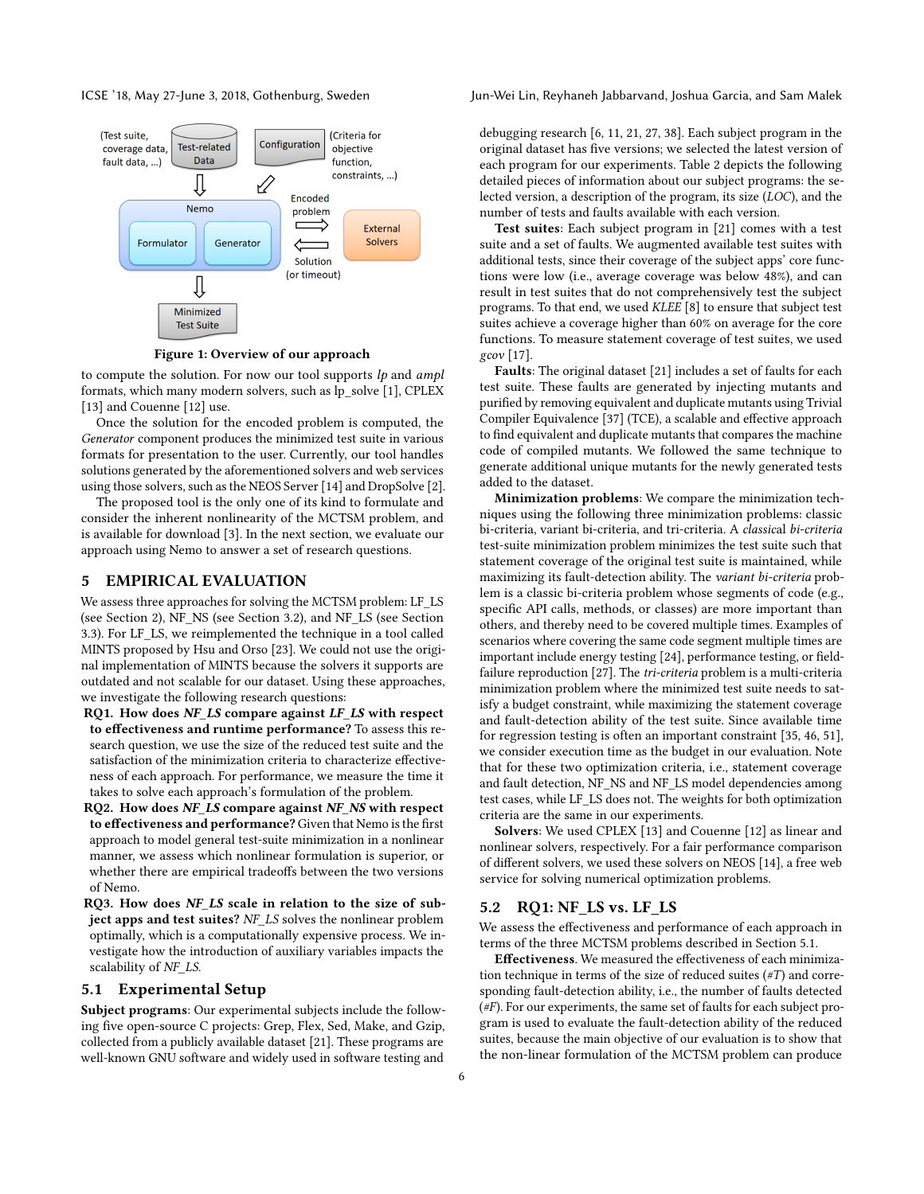Figure 1: Overview of our approach

to compute the solution. For now our tool supports *lp* and *ampl* formats, which many modern solvers, such as lp_solve [1], CPLEX [13] and Couenne [12] use.

Once the solution for the encoded problem is computed, the *Generator* component produces the minimized test suite in various formats for presentation to the user. Currently, our tool handles solutions generated by the aforementioned solvers and web services using those solvers, such as the NEOS Server [14] and DropSolve [2].

The proposed tool is the only one of its kind to formulate and consider the inherent nonlinearity of the MCTSM problem, and is available for download [3]. In the next section, we evaluate our approach using Nemo to answer a set of research questions.

# 5 EMPIRICAL EVALUATION

We assess three approaches for solving the MCTSM problem: LF_LS (see Section 2), NF_NS (see Section 3.2), and NF_LS (see Section 3.3). For LF_LS, we reimplemented the technique in a tool called MINTS proposed by Hsu and Orso [23]. We could not use the original implementation of MINTS because the solvers it supports are outdated and not scalable for our dataset. Using these approaches, we investigate the following research questions:

**RQ1. How does *NF_LS* compare against *LF_LS* with respect to effectiveness and runtime performance?** To assess this research question, we use the size of the reduced test suite and the satisfaction of the minimization criteria to characterize effectiveness of each approach. For performance, we measure the time it takes to solve each approach's formulation of the problem.

**RQ2. How does *NF_LS* compare against *NF_NS* with respect to effectiveness and performance?** Given that Nemo is the first approach to model general test-suite minimization in a nonlinear manner, we assess which nonlinear formulation is superior, or whether there are empirical tradeoffs between the two versions of Nemo.

**RQ3. How does *NF_LS* scale in relation to the size of subject apps and test suites?** *NF_LS* solves the nonlinear problem optimally, which is a computationally expensive process. We investigate how the introduction of auxiliary variables impacts the scalability of *NF_LS*.

## 5.1 Experimental Setup

**Subject programs**: Our experimental subjects include the following five open-source C projects: Grep, Flex, Sed, Make, and Gzip, collected from a publicly available dataset [21]. These programs are well-known GNU software and widely used in software testing and debugging research [6, 11, 21, 27, 38]. Each subject program in the original dataset has five versions; we selected the latest version of each program for our experiments. Table 2 depicts the following detailed pieces of information about our subject programs: the selected version, a description of the program, its size (*LOC*), and the number of tests and faults available with each version.

**Test suites**: Each subject program in [21] comes with a test suite and a set of faults. We augmented available test suites with additional tests, since their coverage of the subject apps' core functions were low (i.e., average coverage was below 48%), and can result in test suites that do not comprehensively test the subject programs. To that end, we used *KLEE* [8] to ensure that subject test suites achieve a coverage higher than 60% on average for the core functions. To measure statement coverage of test suites, we used *gcov* [17].

**Faults**: The original dataset [21] includes a set of faults for each test suite. These faults are generated by injecting mutants and purified by removing equivalent and duplicate mutants using Trivial Compiler Equivalence [37] (TCE), a scalable and effective approach to find equivalent and duplicate mutants that compares the machine code of compiled mutants. We followed the same technique to generate additional unique mutants for the newly generated tests added to the dataset.

**Minimization problems**: We compare the minimization techniques using the following three minimization problems: classic bi-criteria, variant bi-criteria, and tri-criteria. A *classical bi-criteria* test-suite minimization problem minimizes the test suite such that statement coverage of the original test suite is maintained, while maximizing its fault-detection ability. The *variant bi-criteria* problem is a classic bi-criteria problem whose segments of code (e.g., specific API calls, methods, or classes) are more important than others, and thereby need to be covered multiple times. Examples of scenarios where covering the same code segment multiple times are important include energy testing [24], performance testing, or field-failure reproduction [27]. The *tri-criteria* problem is a multi-criteria minimization problem where the minimized test suite needs to satisfy a budget constraint, while maximizing the statement coverage and fault-detection ability of the test suite. Since available time for regression testing is often an important constraint [35, 46, 51], we consider execution time as the budget in our evaluation. Note that for these two optimization criteria, i.e., statement coverage and fault detection, NF_NS and NF_LS model dependencies among test cases, while LF_LS does not. The weights for both optimization criteria are the same in our experiments.

**Solvers**: We used CPLEX [13] and Couenne [12] as linear and nonlinear solvers, respectively. For a fair performance comparison of different solvers, we used these solvers on NEOS [14], a free web service for solving numerical optimization problems.

## 5.2 RQ1: NF_LS vs. LF_LS

We assess the effectiveness and performance of each approach in terms of the three MCTSM problems described in Section 5.1.

**Effectiveness**. We measured the effectiveness of each minimization technique in terms of the size of reduced suites (*#T*) and corresponding fault-detection ability, i.e., the number of faults detected (*#F*). For our experiments, the same set of faults for each subject program is used to evaluate the fault-detection ability of the reduced suites, because the main objective of our evaluation is to show that the non-linear formulation of the MCTSM problem can produce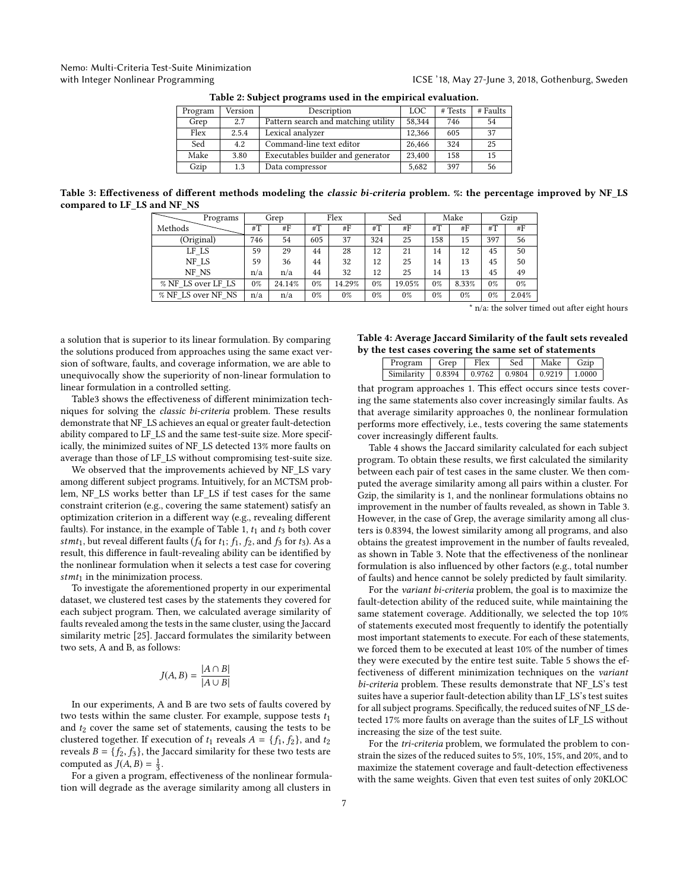**Table 2: Subject programs used in the empirical evaluation.**

| Program | Version | Description | LOC | # Tests | # Faults |
|---|---|---|---|---|---|
| Grep | 2.7 | Pattern search and matching utility | 58,344 | 746 | 54 |
| Flex | 2.5.4 | Lexical analyzer | 12,366 | 605 | 37 |
| Sed | 4.2 | Command-line text editor | 26,466 | 324 | 25 |
| Make | 3.80 | Executables builder and generator | 23,400 | 158 | 15 |
| Gzip | 1.3 | Data compressor | 5,682 | 397 | 56 |

**Table 3: Effectiveness of different methods modeling the *classic bi-criteria* problem. %: the percentage improved by NF_LS compared to LF_LS and NF_NS**

| Methods \ Programs | Grep | | Flex | | Sed | | Make | | Gzip | |
|---|---|---|---|---|---|---|---|---|---|---|
| | #T | #F | #T | #F | #T | #F | #T | #F | #T | #F |
| (Original) | 746 | 54 | 605 | 37 | 324 | 25 | 158 | 15 | 397 | 56 |
| LF_LS | 59 | 29 | 44 | 28 | 12 | 21 | 14 | 12 | 45 | 50 |
| NF_LS | 59 | 36 | 44 | 32 | 12 | 25 | 14 | 13 | 45 | 50 |
| NF_NS | n/a | n/a | 44 | 32 | 12 | 25 | 14 | 13 | 45 | 49 |
| % NF_LS over LF_LS | 0% | 24.14% | 0% | 14.29% | 0% | 19.05% | 0% | 8.33% | 0% | 0% |
| % NF_LS over NF_NS | n/a | n/a | 0% | 0% | 0% | 0% | 0% | 0% | 0% | 2.04% |

* n/a: the solver timed out after eight hours

a solution that is superior to its linear formulation. By comparing the solutions produced from approaches using the same exact version of software, faults, and coverage information, we are able to unequivocally show the superiority of non-linear formulation to linear formulation in a controlled setting.

Table3 shows the effectiveness of different minimization techniques for solving the *classic bi-criteria* problem. These results demonstrate that NF_LS achieves an equal or greater fault-detection ability compared to LF_LS and the same test-suite size. More specifically, the minimized suites of NF_LS detected 13% more faults on average than those of LF_LS without compromising test-suite size.

We observed that the improvements achieved by NF_LS vary among different subject programs. Intuitively, for an MCTSM problem, NF_LS works better than LF_LS if test cases for the same constraint criterion (e.g., covering the same statement) satisfy an optimization criterion in a different way (e.g., revealing different faults). For instance, in the example of Table 1, $t_1$ and $t_3$ both cover $stmt_1$, but reveal different faults ($f_4$ for $t_1$; $f_1$, $f_2$, and $f_3$ for $t_3$). As a result, this difference in fault-revealing ability can be identified by the nonlinear formulation when it selects a test case for covering $stmt_1$ in the minimization process.

To investigate the aforementioned property in our experimental dataset, we clustered test cases by the statements they covered for each subject program. Then, we calculated average similarity of faults revealed among the tests in the same cluster, using the Jaccard similarity metric [25]. Jaccard formulates the similarity between two sets, A and B, as follows:

$$J(A, B) = \frac{|A \cap B|}{|A \cup B|}$$

In our experiments, A and B are two sets of faults covered by two tests within the same cluster. For example, suppose tests $t_1$ and $t_2$ cover the same set of statements, causing the tests to be clustered together. If execution of $t_1$ reveals $A = \{f_1, f_2\}$, and $t_2$ reveals $B = \{f_2, f_3\}$, the Jaccard similarity for these two tests are computed as $J(A, B) = \frac{1}{3}$.

For a given a program, effectiveness of the nonlinear formulation will degrade as the average similarity among all clusters in that program approaches 1. This effect occurs since tests covering the same statements also cover increasingly similar faults. As that average similarity approaches 0, the nonlinear formulation performs more effectively, i.e., tests covering the same statements cover increasingly different faults.

**Table 4: Average Jaccard Similarity of the fault sets revealed by the test cases covering the same set of statements**

| Program | Grep | Flex | Sed | Make | Gzip |
|---|---|---|---|---|---|
| Similarity | 0.8394 | 0.9762 | 0.9804 | 0.9219 | 1.0000 |

Table 4 shows the Jaccard similarity calculated for each subject program. To obtain these results, we first calculated the similarity between each pair of test cases in the same cluster. We then computed the average similarity among all pairs within a cluster. For Gzip, the similarity is 1, and the nonlinear formulations obtains no improvement in the number of faults revealed, as shown in Table 3. However, in the case of Grep, the average similarity among all clusters is 0.8394, the lowest similarity among all programs, and also obtains the greatest improvement in the number of faults revealed, as shown in Table 3. Note that the effectiveness of the nonlinear formulation is also influenced by other factors (e.g., total number of faults) and hence cannot be solely predicted by fault similarity.

For the *variant bi-criteria* problem, the goal is to maximize the fault-detection ability of the reduced suite, while maintaining the same statement coverage. Additionally, we selected the top 10% of statements executed most frequently to identify the potentially most important statements to execute. For each of these statements, we forced them to be executed at least 10% of the number of times they were executed by the entire test suite. Table 5 shows the effectiveness of different minimization techniques on the *variant bi-criteria* problem. These results demonstrate that NF_LS's test suites have a superior fault-detection ability than LF_LS's test suites for all subject programs. Specifically, the reduced suites of NF_LS detected 17% more faults on average than the suites of LF_LS without increasing the size of the test suite.

For the *tri-criteria* problem, we formulated the problem to constrain the sizes of the reduced suites to 5%, 10%, 15%, and 20%, and to maximize the statement coverage and fault-detection effectiveness with the same weights. Given that even test suites of only 20KLOC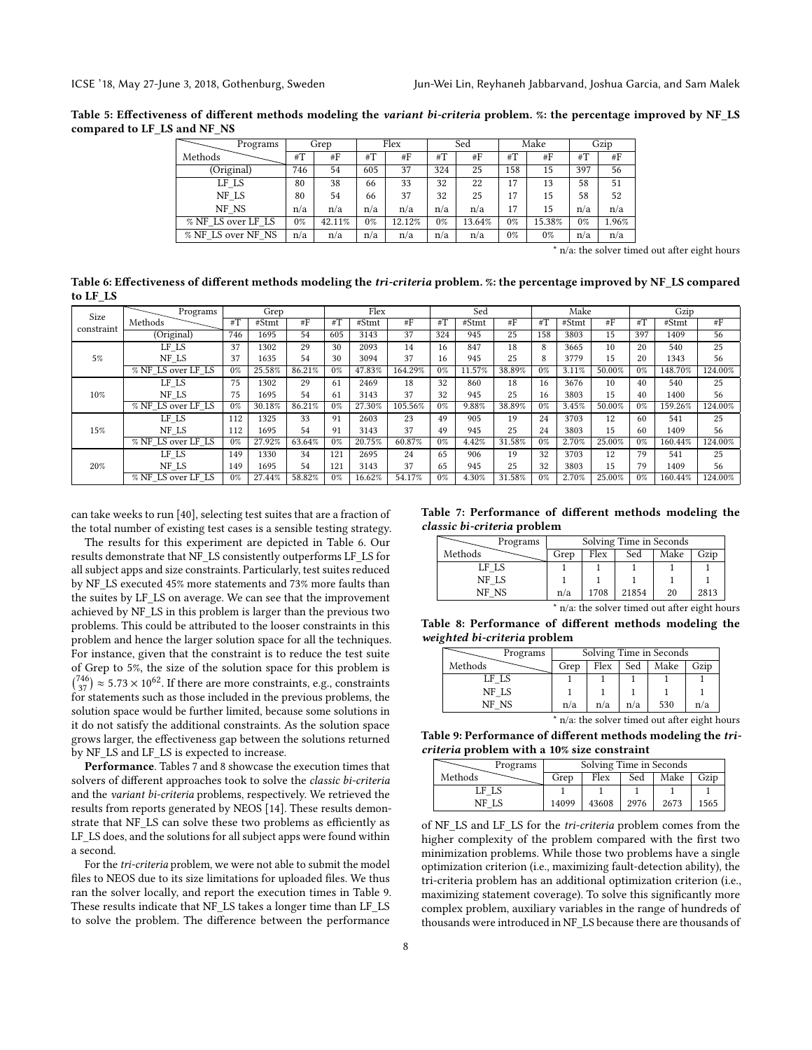Table 5: Effectiveness of different methods modeling the *variant bi-criteria* problem. %: the percentage improved by NF_LS compared to LF_LS and NF_NS

| Methods \ Programs | Grep | | Flex | | Sed | | Make | | Gzip | |
|---|---|---|---|---|---|---|---|---|---|---|
| | #T | #F | #T | #F | #T | #F | #T | #F | #T | #F |
| (Original) | 746 | 54 | 605 | 37 | 324 | 25 | 158 | 15 | 397 | 56 |
| LF_LS | 80 | 38 | 66 | 33 | 32 | 22 | 17 | 13 | 58 | 51 |
| NF_LS | 80 | 54 | 66 | 37 | 32 | 25 | 17 | 15 | 58 | 52 |
| NF_NS | n/a | n/a | n/a | n/a | n/a | n/a | 17 | 15 | n/a | n/a |
| % NF_LS over LF_LS | 0% | 42.11% | 0% | 12.12% | 0% | 13.64% | 0% | 15.38% | 0% | 1.96% |
| % NF_LS over NF_NS | n/a | n/a | n/a | n/a | n/a | n/a | 0% | 0% | n/a | n/a |

* n/a: the solver timed out after eight hours

Table 6: Effectiveness of different methods modeling the *tri-criteria* problem. %: the percentage improved by NF_LS compared to LF_LS

| Size constraint | Methods \ Programs | Grep | | | Flex | | | Sed | | | Make | | | Gzip | | |
|---|---|---|---|---|---|---|---|---|---|---|---|---|---|---|---|---|
| | | #T | #Stmt | #F | #T | #Stmt | #F | #T | #Stmt | #F | #T | #Stmt | #F | #T | #Stmt | #F |
| | (Original) | 746 | 1695 | 54 | 605 | 3143 | 37 | 324 | 945 | 25 | 158 | 3803 | 15 | 397 | 1409 | 56 |
| 5% | LF_LS | 37 | 1302 | 29 | 30 | 2093 | 14 | 16 | 847 | 18 | 8 | 3665 | 10 | 20 | 540 | 25 |
| | NF_LS | 37 | 1635 | 54 | 30 | 3094 | 37 | 16 | 945 | 25 | 8 | 3779 | 15 | 20 | 1343 | 56 |
| | % NF_LS over LF_LS | 0% | 25.58% | 86.21% | 0% | 47.83% | 164.29% | 0% | 11.57% | 38.89% | 0% | 3.11% | 50.00% | 0% | 148.70% | 124.00% |
| 10% | LF_LS | 75 | 1302 | 29 | 61 | 2469 | 18 | 32 | 860 | 18 | 16 | 3676 | 10 | 40 | 540 | 25 |
| | NF_LS | 75 | 1695 | 54 | 61 | 3143 | 37 | 32 | 945 | 25 | 16 | 3803 | 15 | 40 | 1400 | 56 |
| | % NF_LS over LF_LS | 0% | 30.18% | 86.21% | 0% | 27.30% | 105.56% | 0% | 9.88% | 38.89% | 0% | 3.45% | 50.00% | 0% | 159.26% | 124.00% |
| 15% | LF_LS | 112 | 1325 | 33 | 91 | 2603 | 23 | 49 | 905 | 19 | 24 | 3703 | 12 | 60 | 541 | 25 |
| | NF_LS | 112 | 1695 | 54 | 91 | 3143 | 37 | 49 | 945 | 25 | 24 | 3803 | 15 | 60 | 1409 | 56 |
| | % NF_LS over LF_LS | 0% | 27.92% | 63.64% | 0% | 20.75% | 60.87% | 0% | 4.42% | 31.58% | 0% | 2.70% | 25.00% | 0% | 160.44% | 124.00% |
| 20% | LF_LS | 149 | 1330 | 34 | 121 | 2695 | 24 | 65 | 906 | 19 | 32 | 3703 | 12 | 79 | 541 | 25 |
| | NF_LS | 149 | 1695 | 54 | 121 | 3143 | 37 | 65 | 945 | 25 | 32 | 3803 | 15 | 79 | 1409 | 56 |
| | % NF_LS over LF_LS | 0% | 27.44% | 58.82% | 0% | 16.62% | 54.17% | 0% | 4.30% | 31.58% | 0% | 2.70% | 25.00% | 0% | 160.44% | 124.00% |

can take weeks to run [40], selecting test suites that are a fraction of the total number of existing test cases is a sensible testing strategy.

The results for this experiment are depicted in Table 6. Our results demonstrate that NF_LS consistently outperforms LF_LS for all subject apps and size constraints. Particularly, test suites reduced by NF_LS executed 45% more statements and 73% more faults than the suites by LF_LS on average. We can see that the improvement achieved by NF_LS in this problem is larger than the previous two problems. This could be attributed to the looser constraints in this problem and hence the larger solution space for all the techniques. For instance, given that the constraint is to reduce the test suite of Grep to 5%, the size of the solution space for this problem is $\binom{746}{37} \approx 5.73 \times 10^{62}$. If there are more constraints, e.g., constraints for statements such as those included in the previous problems, the solution space would be further limited, because some solutions in it do not satisfy the additional constraints. As the solution space grows larger, the effectiveness gap between the solutions returned by NF_LS and LF_LS is expected to increase.

**Performance**. Tables 7 and 8 showcase the execution times that solvers of different approaches took to solve the *classic bi-criteria* and the *variant bi-criteria* problems, respectively. We retrieved the results from reports generated by NEOS [14]. These results demonstrate that NF_LS can solve these two problems as efficiently as LF_LS does, and the solutions for all subject apps were found within a second.

For the *tri-criteria* problem, we were not able to submit the model files to NEOS due to its size limitations for uploaded files. We thus ran the solver locally, and report the execution times in Table 9. These results indicate that NF_LS takes a longer time than LF_LS to solve the problem. The difference between the performance of NF_LS and LF_LS for the *tri-criteria* problem comes from the higher complexity of the problem compared with the first two minimization problems. While those two problems have a single optimization criterion (i.e., maximizing fault-detection ability), the tri-criteria problem has an additional optimization criterion (i.e., maximizing statement coverage). To solve this significantly more complex problem, auxiliary variables in the range of hundreds of thousands were introduced in NF_LS because there are thousands of

Table 7: Performance of different methods modeling the *classic bi-criteria* problem

| Methods \ Programs | Solving Time in Seconds | | | | |
|---|---|---|---|---|---|
| | Grep | Flex | Sed | Make | Gzip |
| LF_LS | 1 | 1 | 1 | 1 | 1 |
| NF_LS | 1 | 1 | 1 | 1 | 1 |
| NF_NS | n/a | 1708 | 21854 | 20 | 2813 |

* n/a: the solver timed out after eight hours

Table 8: Performance of different methods modeling the *weighted bi-criteria* problem

| Methods \ Programs | Solving Time in Seconds | | | | |
|---|---|---|---|---|---|
| | Grep | Flex | Sed | Make | Gzip |
| LF_LS | 1 | 1 | 1 | 1 | 1 |
| NF_LS | 1 | 1 | 1 | 1 | 1 |
| NF_NS | n/a | n/a | n/a | 530 | n/a |

* n/a: the solver timed out after eight hours

Table 9: Performance of different methods modeling the *tri-criteria* problem with a 10% size constraint

| Methods \ Programs | Solving Time in Seconds | | | | |
|---|---|---|---|---|---|
| | Grep | Flex | Sed | Make | Gzip |
| LF_LS | 1 | 1 | 1 | 1 | 1 |
| NF_LS | 14099 | 43608 | 2976 | 2673 | 1565 |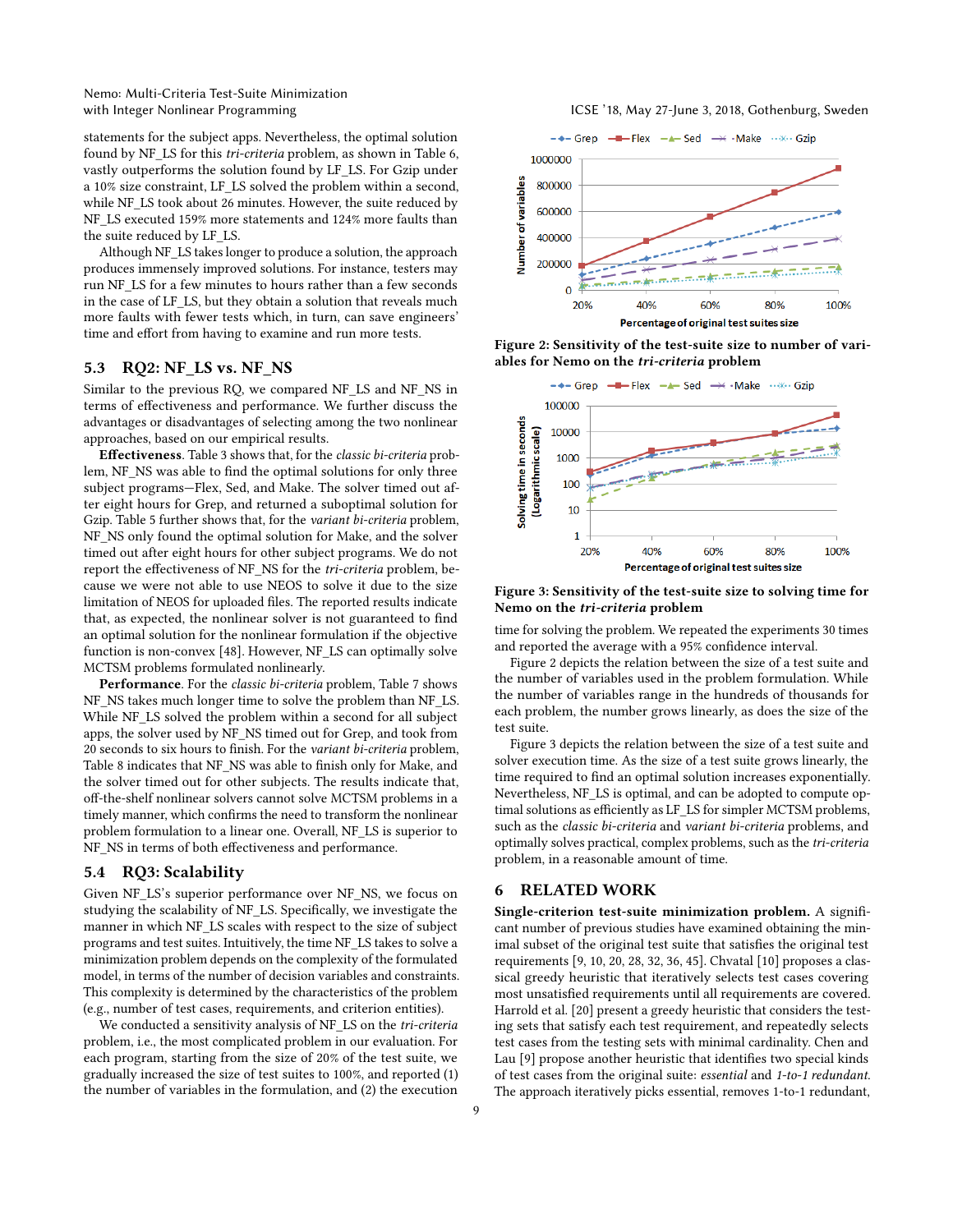statements for the subject apps. Nevertheless, the optimal solution found by NF_LS for this *tri-criteria* problem, as shown in Table 6, vastly outperforms the solution found by LF_LS. For Gzip under a 10% size constraint, LF_LS solved the problem within a second, while NF_LS took about 26 minutes. However, the suite reduced by NF_LS executed 159% more statements and 124% more faults than the suite reduced by LF_LS.

Although NF_LS takes longer to produce a solution, the approach produces immensely improved solutions. For instance, testers may run NF_LS for a few minutes to hours rather than a few seconds in the case of LF_LS, but they obtain a solution that reveals much more faults with fewer tests which, in turn, can save engineers' time and effort from having to examine and run more tests.

## 5.3 RQ2: NF_LS vs. NF_NS

Similar to the previous RQ, we compared NF_LS and NF_NS in terms of effectiveness and performance. We further discuss the advantages or disadvantages of selecting among the two nonlinear approaches, based on our empirical results.

**Effectiveness**. Table 3 shows that, for the *classic bi-criteria* problem, NF_NS was able to find the optimal solutions for only three subject programs—Flex, Sed, and Make. The solver timed out after eight hours for Grep, and returned a suboptimal solution for Gzip. Table 5 further shows that, for the *variant bi-criteria* problem, NF_NS only found the optimal solution for Make, and the solver timed out after eight hours for other subject programs. We do not report the effectiveness of NF_NS for the *tri-criteria* problem, because we were not able to use NEOS to solve it due to the size limitation of NEOS for uploaded files. The reported results indicate that, as expected, the nonlinear solver is not guaranteed to find an optimal solution for the nonlinear formulation if the objective function is non-convex [48]. However, NF_LS can optimally solve MCTSM problems formulated nonlinearly.

**Performance**. For the *classic bi-criteria* problem, Table 7 shows NF_NS takes much longer time to solve the problem than NF_LS. While NF_LS solved the problem within a second for all subject apps, the solver used by NF_NS timed out for Grep, and took from 20 seconds to six hours to finish. For the *variant bi-criteria* problem, Table 8 indicates that NF_NS was able to finish only for Make, and the solver timed out for other subjects. The results indicate that, off-the-shelf nonlinear solvers cannot solve MCTSM problems in a timely manner, which confirms the need to transform the nonlinear problem formulation to a linear one. Overall, NF_LS is superior to NF_NS in terms of both effectiveness and performance.

## 5.4 RQ3: Scalability

Given NF_LS's superior performance over NF_NS, we focus on studying the scalability of NF_LS. Specifically, we investigate the manner in which NF_LS scales with respect to the subject programs and test suites. Intuitively, the time NF_LS takes to solve a minimization problem depends on the complexity of the formulated model, in terms of the number of decision variables and constraints. This complexity is determined by the characteristics of the problem (e.g., number of test cases, requirements, and criterion entities).

We conducted a sensitivity analysis of NF_LS on the *tri-criteria* problem, i.e., the most complicated problem in our evaluation. For each program, starting from the size of 20% of the test suite, we gradually increased the size of test suites to 100%, and reported (1) the number of variables in the formulation, and (2) the execution time for solving the problem. We repeated the experiments 30 times and reported the average with a 95% confidence interval.

**Figure 2: Sensitivity of the test-suite size to number of variables for Nemo on the *tri-criteria* problem**

**Figure 3: Sensitivity of the test-suite size to solving time for Nemo on the *tri-criteria* problem**

Figure 2 depicts the relation between the size of a test suite and the number of variables used in the problem formulation. While the number of variables range in the hundreds of thousands for each problem, the number grows linearly, as does the size of the test suite.

Figure 3 depicts the relation between the size of a test suite and solver execution time. As the size of a test suite grows linearly, the time required to find an optimal solution increases exponentially. Nevertheless, NF_LS is optimal, and can be adopted to compute optimal solutions as efficiently as LF_LS for simpler MCTSM problems, such as the *classic bi-criteria* and *variant bi-criteria* problems, and optimally solves practical, complex problems, such as the *tri-criteria* problem, in a reasonable amount of time.

# 6 RELATED WORK

**Single-criterion test-suite minimization problem.** A significant number of previous studies have examined obtaining the minimal subset of the original test suite that satisfies the original test requirements [9, 10, 20, 28, 32, 36, 45]. Chvatal [10] proposes a classical greedy heuristic that iteratively selects test cases covering most unsatisfied requirements until all requirements are covered. Harrold et al. [20] present a greedy heuristic that considers the testing sets that satisfy each test requirement, and repeatedly selects test cases from the testing sets with minimal cardinality. Chen and Lau [9] propose another heuristic that identifies two special kinds of test cases from the original suite: *essential* and *1-to-1 redundant*. The approach iteratively picks essential, removes 1-to-1 redundant,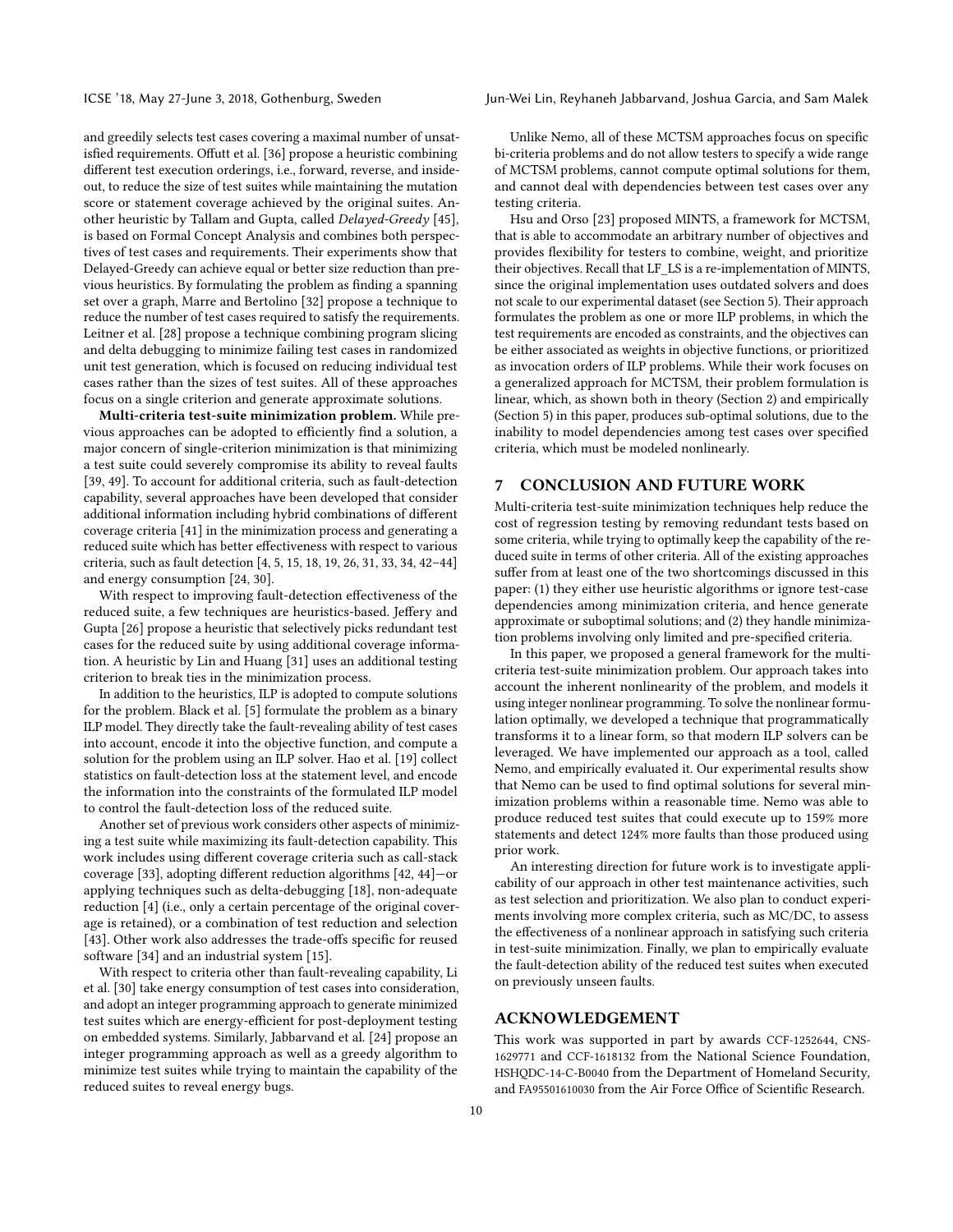and greedily selects test cases covering a maximal number of unsatisfied requirements. Offutt et al. [36] propose a heuristic combining different test execution orderings, i.e., forward, reverse, and inside-out, to reduce the size of test suites while maintaining the mutation score or statement coverage achieved by the original suites. Another heuristic by Tallam and Gupta, called *Delayed-Greedy* [45], is based on Formal Concept Analysis and combines both perspectives of test cases and requirements. Their experiments show that Delayed-Greedy can achieve equal or better size reduction than previous heuristics. By formulating the problem as finding a spanning set over a graph, Marre and Bertolino [32] propose a technique to reduce the number of test cases required to satisfy the requirements. Leitner et al. [28] propose a technique combining program slicing and delta debugging to minimize failing test cases in randomized unit test generation, which is focused on reducing individual test cases rather than the sizes of test suites. All of these approaches focus on a single criterion and generate approximate solutions.

**Multi-criteria test-suite minimization problem.** While previous approaches can be adopted to efficiently find a solution, a major concern of single-criterion minimization is that minimizing a test suite could severely compromise its ability to reveal faults [39, 49]. To account for additional criteria, such as fault-detection capability, several approaches have been developed that consider additional information including hybrid combinations of different coverage criteria [41] in the minimization process and generating a reduced suite which has better effectiveness with respect to various criteria, such as fault detection [4, 5, 15, 18, 19, 26, 31, 33, 34, 42–44] and energy consumption [24, 30].

With respect to improving fault-detection effectiveness of the reduced suite, a few techniques are heuristics-based. Jeffery and Gupta [26] propose a heuristic that selectively picks redundant test cases for the reduced suite by using additional coverage information. A heuristic by Lin and Huang [31] uses an additional testing criterion to break ties in the minimization process.

In addition to the heuristics, ILP is adopted to compute solutions for the problem. Black et al. [5] formulate the problem as a binary ILP model. They directly take the fault-revealing ability of test cases into account, encode it into the objective function, and compute a solution for the problem using an ILP solver. Hao et al. [19] collect statistics on fault-detection loss at the statement level, and encode the information into the constraints of the formulated ILP model to control the fault-detection loss of the reduced suite.

Another set of previous work considers other aspects of minimizing a test suite while maximizing its fault-detection capability. This work includes using different coverage criteria such as call-stack coverage [33], adopting different reduction algorithms [42, 44]—or applying techniques such as delta-debugging [18], non-adequate reduction [4] (i.e., only a certain percentage of the original coverage is retained), or a combination of test reduction and selection [43]. Other work also addresses the trade-offs specific for reused software [34] and an industrial system [15].

With respect to criteria other than fault-revealing capability, Li et al. [30] take energy consumption of test cases into consideration, and adopt an integer programming approach to generate minimized test suites which are energy-efficient for post-deployment testing on embedded systems. Similarly, Jabbarvand et al. [24] propose an integer programming approach as well as a greedy algorithm to minimize test suites while trying to maintain the capability of the reduced suites to reveal energy bugs.

Unlike Nemo, all of these MCTSM approaches focus on specific bi-criteria problems and do not allow testers to specify a wide range of MCTSM problems, cannot compute optimal solutions for them, and cannot deal with dependencies between test cases over any testing criteria.

Hsu and Orso [23] proposed MINTS, a framework for MCTSM, that is able to accommodate an arbitrary number of objectives and provides flexibility for testers to combine, weight, and prioritize their objectives. Recall that LF_LS is a re-implementation of MINTS, since the original implementation uses outdated solvers and does not scale to our experimental dataset (see Section 5). Their approach formulates the problem as one or more ILP problems, in which the test requirements are encoded as constraints, and the objectives can be either associated as weights in objective functions, or prioritized as invocation orders of ILP problems. While their work focuses on a generalized approach for MCTSM, their problem formulation is linear, which, as shown both in theory (Section 2) and empirically (Section 5) in this paper, produces sub-optimal solutions, due to the inability to model dependencies among test cases over specified criteria, which must be modeled nonlinearly.

## 7 CONCLUSION AND FUTURE WORK

Multi-criteria test-suite minimization techniques help reduce the cost of regression testing by removing redundant tests based on some criteria, while trying to optimally keep the capability of the reduced suite in terms of other criteria. All of the existing approaches suffer from at least one of the two shortcomings discussed in this paper: (1) they either use heuristic algorithms or ignore test-case dependencies among minimization criteria, and hence generate approximate or suboptimal solutions; and (2) they handle minimization problems involving only limited and pre-specified criteria.

In this paper, we proposed a general framework for the multi-criteria test-suite minimization problem. Our approach takes into account the inherent nonlinearity of the problem, and models it using integer nonlinear programming. To solve the nonlinear formulation optimally, we developed a technique that programmatically transforms it to a linear form, so that modern ILP solvers can be leveraged. We have implemented our approach as a tool, called Nemo, and empirically evaluated it. Our experimental results show that Nemo can be used to find optimal solutions for several minimization problems within a reasonable time. Nemo was able to produce reduced test suites that could execute up to 159% more statements and detect 124% more faults than those produced using prior work.

An interesting direction for future work is to investigate applicability of our approach in other test maintenance activities, such as test selection and prioritization. We also plan to conduct experiments involving more complex criteria, such as MC/DC, to assess the effectiveness of a nonlinear approach in satisfying such criteria in test-suite minimization. Finally, we plan to empirically evaluate the fault-detection ability of the reduced test suites when executed on previously unseen faults.

## ACKNOWLEDGEMENT

This work was supported in part by awards CCF-1252644, CNS-1629771 and CCF-1618132 from the National Science Foundation, HSHQDC-14-C-B0040 from the Department of Homeland Security, and FA95501610030 from the Air Force Office of Scientific Research.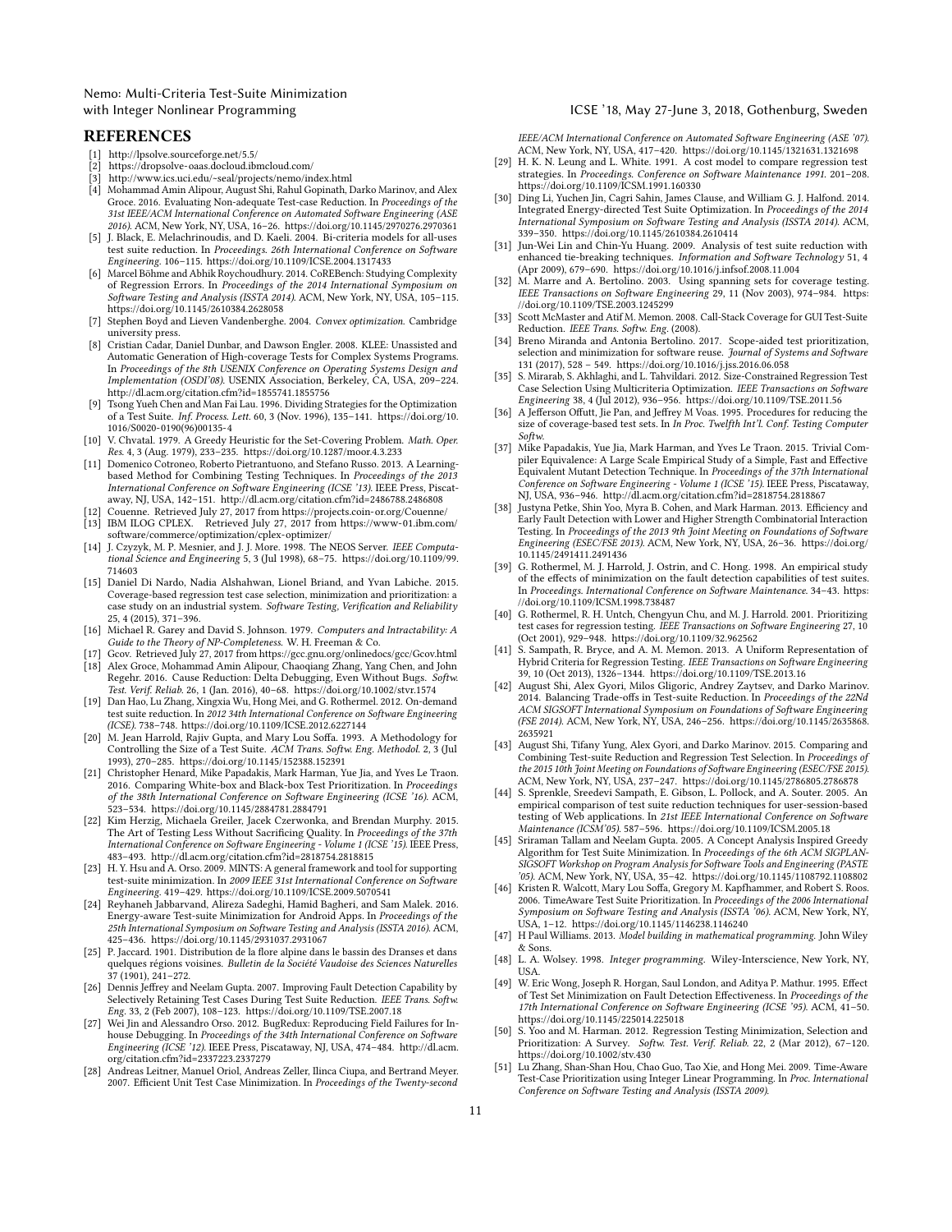## REFERENCES

[1] http://lpsolve.sourceforge.net/5.5/

[2] https://dropsolve-oaas.docloud.ibmcloud.com/

[3] http://www.ics.uci.edu/~seal/projects/nemo/index.html

[4] Mohammad Amin Alipour, August Shi, Rahul Gopinath, Darko Marinov, and Alex Groce. 2016. Evaluating Non-adequate Test-case Reduction. In *Proceedings of the 31st IEEE/ACM International Conference on Automated Software Engineering (ASE 2016)*. ACM, New York, NY, USA, 16–26. https://doi.org/10.1145/2970276.2970361

[5] J. Black, E. Melachrinoudis, and D. Kaeli. 2004. Bi-criteria models for all-uses test suite reduction. In *Proceedings. 26th International Conference on Software Engineering*. 106–115. https://doi.org/10.1109/ICSE.2004.1317433

[6] Marcel Böhme and Abhik Roychoudhury. 2014. CoREBench: Studying Complexity of Regression Errors. In *Proceedings of the 2014 International Symposium on Software Testing and Analysis (ISSTA 2014)*. ACM, New York, NY, USA, 105–115. https://doi.org/10.1145/2610384.2628058

[7] Stephen Boyd and Lieven Vandenberghe. 2004. *Convex optimization*. Cambridge university press.

[8] Cristian Cadar, Daniel Dunbar, and Dawson Engler. 2008. KLEE: Unassisted and Automatic Generation of High-coverage Tests for Complex Systems Programs. In *Proceedings of the 8th USENIX Conference on Operating Systems Design and Implementation (OSDI'08)*. USENIX Association, Berkeley, CA, USA, 209–224. http://dl.acm.org/citation.cfm?id=1855741.1855756

[9] Tsong Yueh Chen and Man Fai Lau. 1996. Dividing Strategies for the Optimization of a Test Suite. *Inf. Process. Lett.* 60, 3 (Nov. 1996), 135–141. https://doi.org/10.1016/S0020-0190(96)00135-4

[10] V. Chvatal. 1979. A Greedy Heuristic for the Set-Covering Problem. *Math. Oper. Res.* 4, 3 (Aug. 1979), 233–235. https://doi.org/10.1287/moor.4.3.233

[11] Domenico Cotroneo, Roberto Pietrantuono, and Stefano Russo. 2013. A Learning-based Method for Combining Testing Techniques. In *Proceedings of the 2013 International Conference on Software Engineering (ICSE '13)*. IEEE Press, Piscataway, NJ, USA, 142–151. http://dl.acm.org/citation.cfm?id=2486788.2486808

[12] Couenne. Retrieved July 27, 2017 from https://projects.coin-or.org/Couenne/

[13] IBM ILOG CPLEX. Retrieved July 27, 2017 from https://www-01.ibm.com/software/commerce/optimization/cplex-optimizer/

[14] J. Czyzyk, M. P. Mesnier, and J. J. More. 1998. The NEOS Server. *IEEE Computational Science and Engineering* 5, 3 (Jul 1998), 68–75. https://doi.org/10.1109/99.714603

[15] Daniel Di Nardo, Nadia Alshahwan, Lionel Briand, and Yvan Labiche. 2015. Coverage-based regression test case selection, minimization and prioritization: a case study on an industrial system. *Software Testing, Verification and Reliability* 25, 4 (2015), 371–396.

[16] Michael R. Garey and David S. Johnson. 1979. *Computers and Intractability: A Guide to the Theory of NP-Completeness*. W. H. Freeman & Co.

[17] Gcov. Retrieved July 27, 2017 from https://gcc.gnu.org/onlinedocs/gcc/Gcov.html

[18] Alex Groce, Mohammad Amin Alipour, Chaoqiang Zhang, Yang Chen, and John Regehr. 2016. Cause Reduction: Delta Debugging, Even Without Bugs. *Softw. Test. Verif. Reliab.* 26, 1 (Jan. 2016), 40–68. https://doi.org/10.1002/stvr.1574

[19] Dan Hao, Lu Zhang, Xingxia Wu, Hong Mei, and G. Rothermel. 2012. On-demand test suite reduction. In *2012 34th International Conference on Software Engineering (ICSE)*. 738–748. https://doi.org/10.1109/ICSE.2012.6227144

[20] M. Jean Harrold, Rajiv Gupta, and Mary Lou Soffa. 1993. A Methodology for Controlling the Size of a Test Suite. *ACM Trans. Softw. Eng. Methodol.* 2, 3 (Jul 1993), 270–285. https://doi.org/10.1145/152388.152391

[21] Christopher Henard, Mike Papadakis, Mark Harman, Yue Jia, and Yves Le Traon. 2016. Comparing White-box and Black-box Test Prioritization. In *Proceedings of the 38th International Conference on Software Engineering (ICSE '16)*. ACM, 523–534. https://doi.org/10.1145/2884781.2884791

[22] Kim Herzig, Michaela Greiler, Jacek Czerwonka, and Brendan Murphy. 2015. The Art of Testing Less Without Sacrificing Quality. In *Proceedings of the 37th International Conference on Software Engineering - Volume 1 (ICSE '15)*. IEEE Press, 483–493. http://dl.acm.org/citation.cfm?id=2818754.2818815

[23] H. Y. Hsu and A. Orso. 2009. MINTS: A general framework and tool for supporting test-suite minimization. In *2009 IEEE 31st International Conference on Software Engineering*. 419–429. https://doi.org/10.1109/ICSE.2009.5070541

[24] Reyhaneh Jabbarvand, Alireza Sadeghi, Hamid Bagheri, and Sam Malek. 2016. Energy-aware Test-suite Minimization for Android Apps. In *Proceedings of the 25th International Symposium on Software Testing and Analysis (ISSTA 2016)*. ACM, 425–436. https://doi.org/10.1145/2931037.2931067

[25] P. Jaccard. 1901. Distribution de la flore alpine dans le bassin des Dranses et dans quelques régions voisines. *Bulletin de la Société Vaudoise des Sciences Naturelles* 37 (1901), 241–272.

[26] Dennis Jeffrey and Neelam Gupta. 2007. Improving Fault Detection Capability by Selectively Retaining Test Cases During Test Suite Reduction. *IEEE Trans. Softw. Eng.* 33, 2 (Feb 2007), 108–123. https://doi.org/10.1109/TSE.2007.18

[27] Wei Jin and Alessandro Orso. 2012. BugRedux: Reproducing Field Failures for In-house Debugging. In *Proceedings of the 34th International Conference on Software Engineering (ICSE '12)*. IEEE Press, Piscataway, NJ, USA, 474–484. http://dl.acm.org/citation.cfm?id=2337223.2337279

[28] Andreas Leitner, Manuel Oriol, Andreas Zeller, Ilinca Ciupa, and Bertrand Meyer. 2007. Efficient Unit Test Case Minimization. In *Proceedings of the Twenty-second IEEE/ACM International Conference on Automated Software Engineering (ASE '07)*. ACM, New York, NY, USA, 417–420. https://doi.org/10.1145/1321631.1321698

[29] H. K. N. Leung and L. White. 1991. A cost model to compare regression test strategies. In *Proceedings. Conference on Software Maintenance 1991*. 201–208. https://doi.org/10.1109/ICSM.1991.160330

[30] Ding Li, Yuchen Jin, Cagri Sahin, James Clause, and William G. J. Halfond. 2014. Integrated Energy-directed Test Suite Optimization. In *Proceedings of the 2014 International Symposium on Software Testing and Analysis (ISSTA 2014)*. ACM, 339–350. https://doi.org/10.1145/2610384.2610414

[31] Jun-Wei Lin and Chin-Yu Huang. 2009. Analysis of test suite reduction with enhanced tie-breaking techniques. *Information and Software Technology* 51, 4 (Apr 2009), 679–690. https://doi.org/10.1016/j.infsof.2008.11.004

[32] M. Marre and A. Bertolino. 2003. Using spanning sets for coverage testing. *IEEE Transactions on Software Engineering* 29, 11 (Nov 2003), 974–984. https://doi.org/10.1109/TSE.2003.1245299

[33] Scott McMaster and Atif M. Memon. 2008. Call-Stack Coverage for GUI Test-Suite Reduction. *IEEE Trans. Softw. Eng.* (2008).

[34] Breno Miranda and Antonia Bertolino. 2017. Scope-aided test prioritization, selection and minimization for software reuse. *Journal of Systems and Software* 131 (2017), 528 – 549. https://doi.org/10.1016/j.jss.2016.06.058

[35] S. Mirarab, S. Akhlaghi, and L. Tahvildari. 2012. Size-Constrained Regression Test Case Selection Using Multicriteria Optimization. *IEEE Transactions on Software Engineering* 38, 4 (Jul 2012), 936–956. https://doi.org/10.1109/TSE.2011.56

[36] A Jefferson Offutt, Jie Pan, and Jeffrey M Voas. 1995. Procedures for reducing the size of coverage-based test sets. In *In Proc. Twelfth Int'l. Conf. Testing Computer Softw.*

[37] Mike Papadakis, Yue Jia, Mark Harman, and Yves Le Traon. 2015. Trivial Compiler Equivalence: A Large Scale Empirical Study of a Simple, Fast and Effective Equivalent Mutant Detection Technique. In *Proceedings of the 37th International Conference on Software Engineering - Volume 1 (ICSE '15)*. IEEE Press, Piscataway, NJ, USA, 936–946. http://dl.acm.org/citation.cfm?id=2818754.2818867

[38] Justyna Petke, Shin Yoo, Myra B. Cohen, and Mark Harman. 2013. Efficiency and Early Fault Detection with Lower and Higher Strength Combinatorial Interaction Testing. In *Proceedings of the 2013 9th Joint Meeting on Foundations of Software Engineering (ESEC/FSE 2013)*. ACM, New York, NY, USA, 26–36. https://doi.org/10.1145/2491411.2491436

[39] G. Rothermel, M. J. Harrold, J. Ostrin, and C. Hong. 1998. An empirical study of the effects of minimization on the fault detection capabilities of test suites. In *Proceedings. International Conference on Software Maintenance*. 34–43. https://doi.org/10.1109/ICSM.1998.738487

[40] G. Rothermel, R. H. Untch, Chengyun Chu, and M. J. Harrold. 2001. Prioritizing test cases for regression testing. *IEEE Transactions on Software Engineering* 27, 10 (Oct 2001), 929–948. https://doi.org/10.1109/32.962562

[41] S. Sampath, R. Bryce, and A. M. Memon. 2013. A Uniform Representation of Hybrid Criteria for Regression Testing. *IEEE Transactions on Software Engineering* 39, 10 (Oct 2013), 1326–1344. https://doi.org/10.1109/TSE.2013.16

[42] August Shi, Alex Gyori, Milos Gligoric, Andrey Zaytsev, and Darko Marinov. 2014. Balancing Trade-offs in Test-suite Reduction. In *Proceedings of the 22Nd ACM SIGSOFT International Symposium on Foundations of Software Engineering (FSE 2014)*. ACM, New York, NY, USA, 246–256. https://doi.org/10.1145/2635868.2635921

[43] August Shi, Tifany Yung, Alex Gyori, and Darko Marinov. 2015. Comparing and Combining Test-suite Reduction and Regression Test Selection. In *Proceedings of the 2015 10th Joint Meeting on Foundations of Software Engineering (ESEC/FSE 2015)*. ACM, New York, NY, USA, 237–247. https://doi.org/10.1145/2786805.2786878

[44] S. Sprenkle, Sreedevi Sampath, E. Gibson, L. Pollock, and A. Souter. 2005. An empirical comparison of test suite reduction techniques for user-session-based testing of Web applications. In *21st IEEE International Conference on Software Maintenance (ICSM'05)*. 587–596. https://doi.org/10.1109/ICSM.2005.18

[45] Sriraman Tallam and Neelam Gupta. 2005. A Concept Analysis Inspired Greedy Algorithm for Test Suite Minimization. In *Proceedings of the 6th ACM SIGPLAN-SIGSOFT Workshop on Program Analysis for Software Tools and Engineering (PASTE '05)*. ACM, New York, NY, USA, 35–42. https://doi.org/10.1145/1108792.1108802

[46] Kristen R. Walcott, Mary Lou Soffa, Gregory M. Kapfhammer, and Robert S. Roos. 2006. TimeAware Test Suite Prioritization. In *Proceedings of the 2006 International Symposium on Software Testing and Analysis (ISSTA '06)*. ACM, New York, NY, USA, 1–12. https://doi.org/10.1145/1146238.1146240

[47] H Paul Williams. 2013. *Model building in mathematical programming*. John Wiley & Sons.

[48] L. A. Wolsey. 1998. *Integer programming*. Wiley-Interscience, New York, NY, USA.

[49] W. Eric Wong, Joseph R. Horgan, Saul London, and Aditya P. Mathur. 1995. Effect of Test Set Minimization on Fault Detection Effectiveness. In *Proceedings of the 17th International Conference on Software Engineering (ICSE '95)*. ACM, 41–50. https://doi.org/10.1145/225014.225018

[50] S. Yoo and M. Harman. 2012. Regression Testing Minimization, Selection and Prioritization: A Survey. *Softw. Test. Verif. Reliab.* 22, 2 (Mar 2012), 67–120. https://doi.org/10.1002/stv.430

[51] Lu Zhang, Shan-Shan Hou, Chao Guo, Tao Xie, and Hong Mei. 2009. Time-Aware Test-Case Prioritization using Integer Linear Programming. In *Proc. International Conference on Software Testing and Analysis (ISSTA 2009)*.